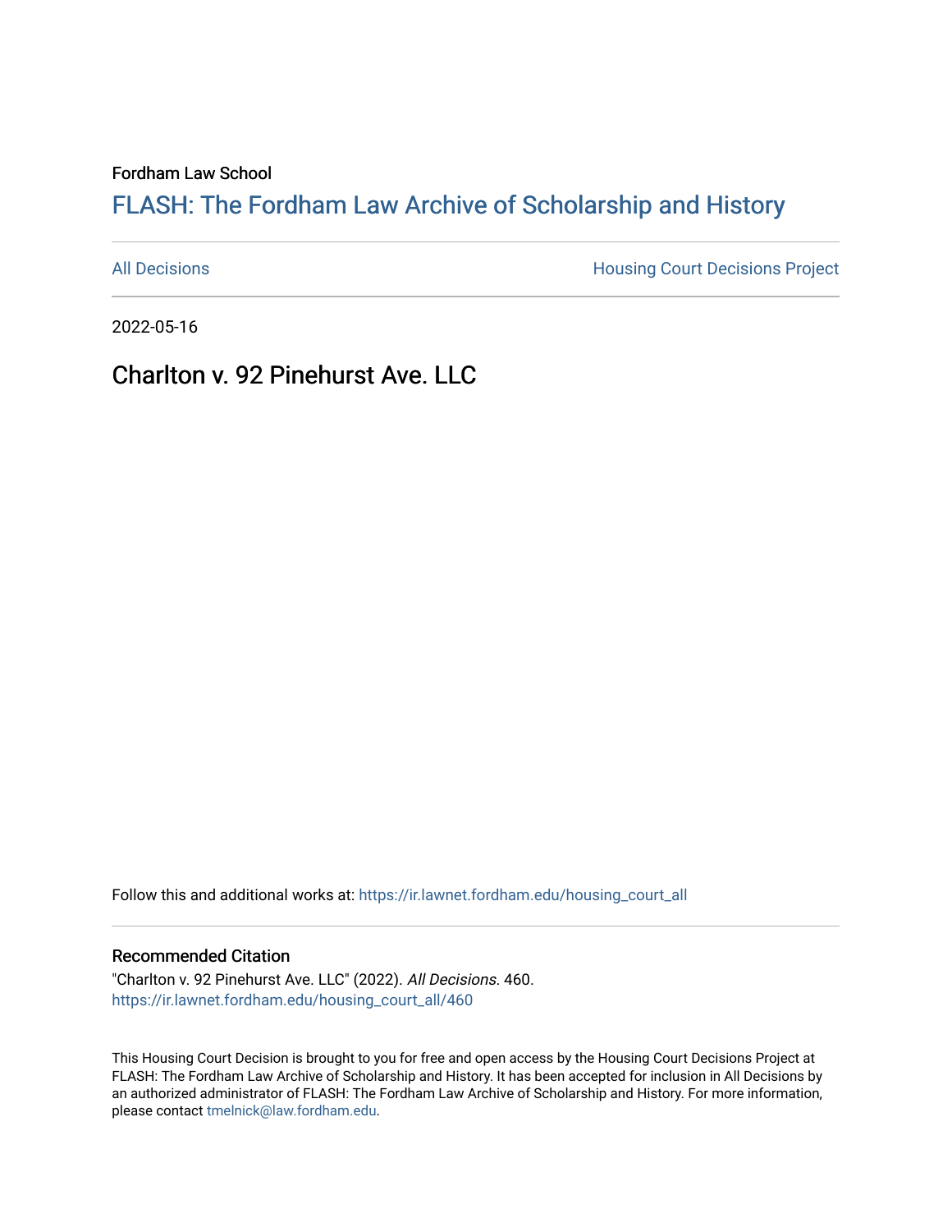Fordham Law School

# FLASH: The Fordham Law Archive of Scholarship and History

All Decisions | Housing Court Decisions Project

2022-05-16

## Charlton v. 92 Pinehurst Ave. LLC

Follow this and additional works at: https://ir.lawnet.fordham.edu/housing_court_all

### Recommended Citation

"Charlton v. 92 Pinehurst Ave. LLC" (2022). *All Decisions*. 460.
https://ir.lawnet.fordham.edu/housing_court_all/460

This Housing Court Decision is brought to you for free and open access by the Housing Court Decisions Project at FLASH: The Fordham Law Archive of Scholarship and History. It has been accepted for inclusion in All Decisions by an authorized administrator of FLASH: The Fordham Law Archive of Scholarship and History. For more information, please contact tmelnick@law.fordham.edu.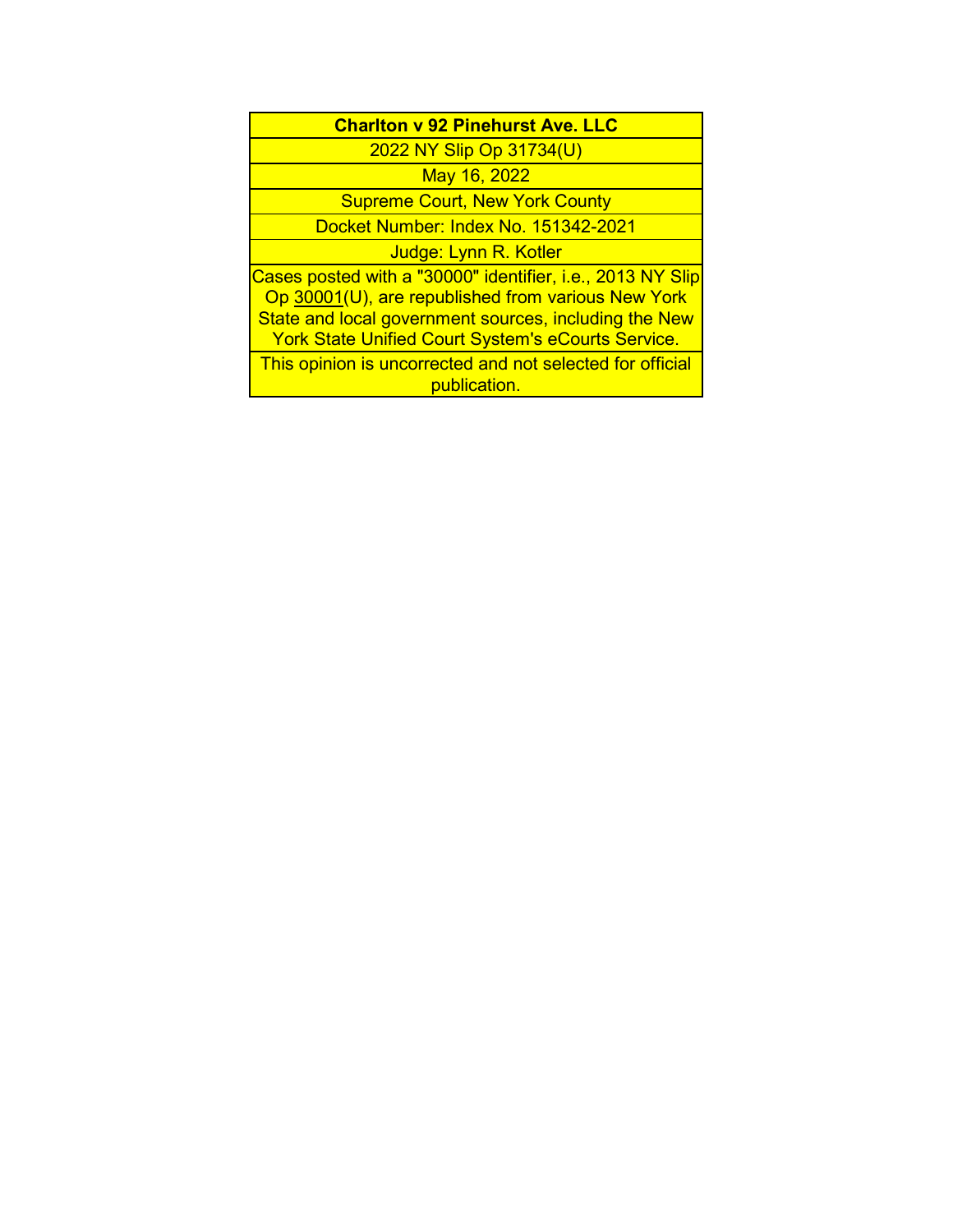**Charlton v 92 Pinehurst Ave. LLC**

2022 NY Slip Op 31734(U)

May 16, 2022

Supreme Court, New York County

Docket Number: Index No. 151342-2021

Judge: Lynn R. Kotler

Cases posted with a "30000" identifier, i.e., 2013 NY Slip Op 30001(U), are republished from various New York State and local government sources, including the New York State Unified Court System's eCourts Service.

This opinion is uncorrected and not selected for official publication.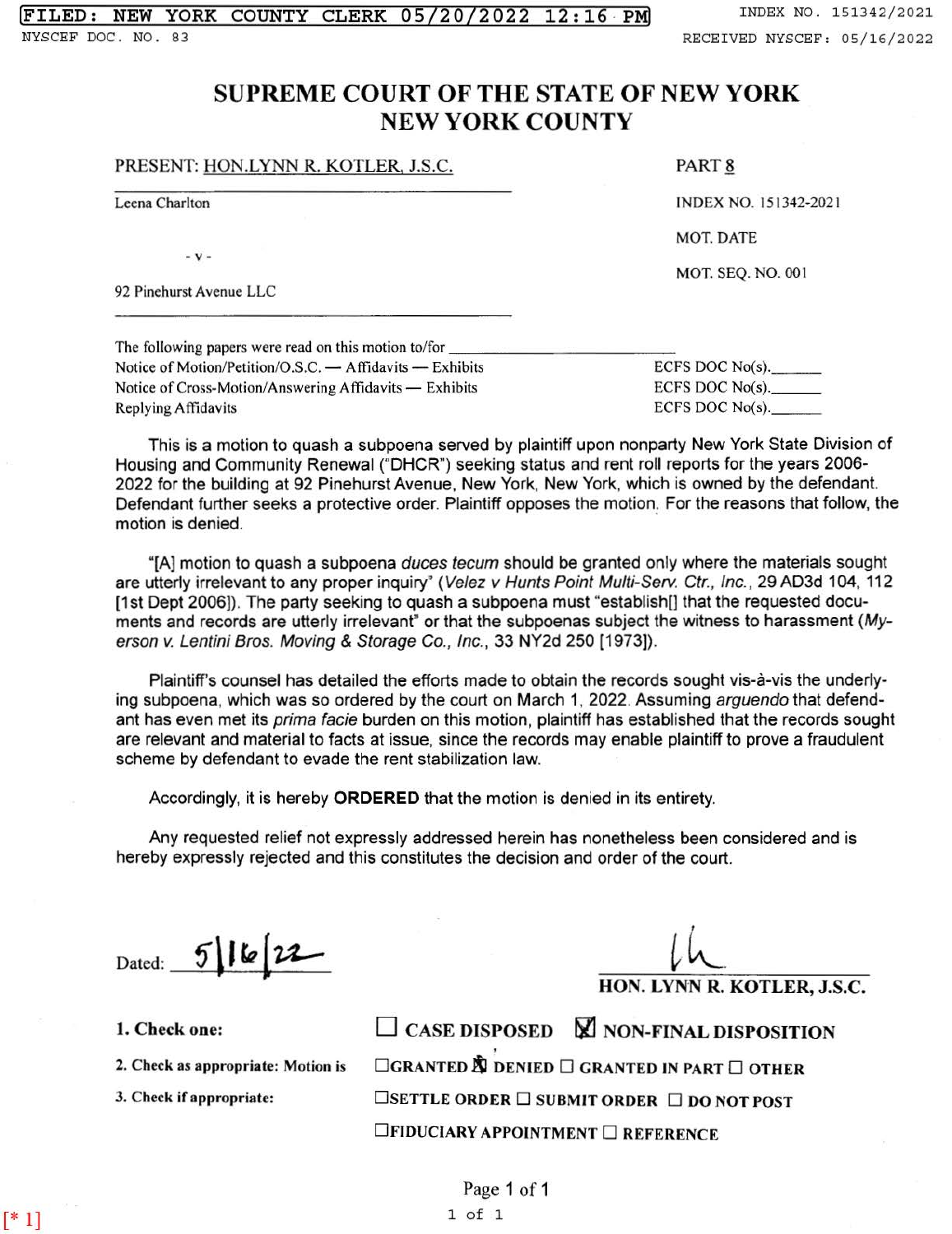# SUPREME COURT OF THE STATE OF NEW YORK
## NEW YORK COUNTY

PRESENT: HON.LYNN R. KOTLER, J.S.C. PART 8

Leena Charlton

- v -

92 Pinehurst Avenue LLC

INDEX NO. 151342-2021

MOT. DATE

MOT. SEQ. NO. 001

The following papers were read on this motion to/for ______

| | |
|---|---|
| Notice of Motion/Petition/O.S.C. — Affidavits — Exhibits | ECFS DOC No(s).______ |
| Notice of Cross-Motion/Answering Affidavits — Exhibits | ECFS DOC No(s).______ |
| Replying Affidavits | ECFS DOC No(s).______ |

This is a motion to quash a subpoena served by plaintiff upon nonparty New York State Division of Housing and Community Renewal ("DHCR") seeking status and rent roll reports for the years 2006-2022 for the building at 92 Pinehurst Avenue, New York, New York, which is owned by the defendant. Defendant further seeks a protective order. Plaintiff opposes the motion. For the reasons that follow, the motion is denied.

"[A] motion to quash a subpoena *duces tecum* should be granted only where the materials sought are utterly irrelevant to any proper inquiry" (*Velez v Hunts Point Multi-Serv. Ctr., Inc.*, 29 AD3d 104, 112 [1st Dept 2006]). The party seeking to quash a subpoena must "establish[] that the requested documents and records are utterly irrelevant" or that the subpoenas subject the witness to harassment (*Myerson v. Lentini Bros. Moving & Storage Co., Inc.*, 33 NY2d 250 [1973]).

Plaintiff's counsel has detailed the efforts made to obtain the records sought vis-à-vis the underlying subpoena, which was so ordered by the court on March 1, 2022. Assuming *arguendo* that defendant has even met its *prima facie* burden on this motion, plaintiff has established that the records sought are relevant and material to facts at issue, since the records may enable plaintiff to prove a fraudulent scheme by defendant to evade the rent stabilization law.

Accordingly, it is hereby **ORDERED** that the motion is denied in its entirety.

Any requested relief not expressly addressed herein has nonetheless been considered and is hereby expressly rejected and this constitutes the decision and order of the court.

Dated: 5/16/22

HON. LYNN R. KOTLER, J.S.C.

**1. Check one:** ☐ CASE DISPOSED ☒ NON-FINAL DISPOSITION

**2. Check as appropriate: Motion is** ☐ GRANTED ☒ DENIED ☐ GRANTED IN PART ☐ OTHER

**3. Check if appropriate:** ☐ SETTLE ORDER ☐ SUBMIT ORDER ☐ DO NOT POST

☐ FIDUCIARY APPOINTMENT ☐ REFERENCE